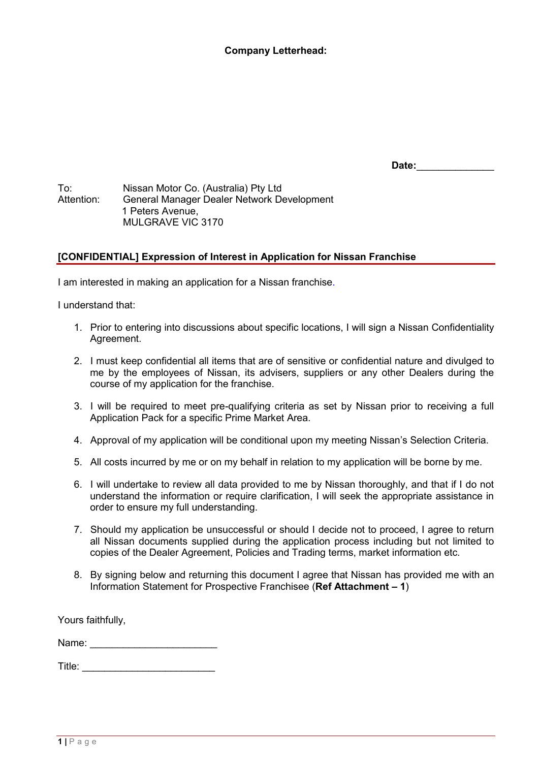**Company Letterhead:**

**Date:**______________

To: Nissan Motor Co. (Australia) Pty Ltd
Attention: General Manager Dealer Network Development
1 Peters Avenue,
MULGRAVE VIC 3170

## [CONFIDENTIAL] Expression of Interest in Application for Nissan Franchise

I am interested in making an application for a Nissan franchise.

I understand that:

1. Prior to entering into discussions about specific locations, I will sign a Nissan Confidentiality Agreement.
2. I must keep confidential all items that are of sensitive or confidential nature and divulged to me by the employees of Nissan, its advisers, suppliers or any other Dealers during the course of my application for the franchise.
3. I will be required to meet pre-qualifying criteria as set by Nissan prior to receiving a full Application Pack for a specific Prime Market Area.
4. Approval of my application will be conditional upon my meeting Nissan's Selection Criteria.
5. All costs incurred by me or on my behalf in relation to my application will be borne by me.
6. I will undertake to review all data provided to me by Nissan thoroughly, and that if I do not understand the information or require clarification, I will seek the appropriate assistance in order to ensure my full understanding.
7. Should my application be unsuccessful or should I decide not to proceed, I agree to return all Nissan documents supplied during the application process including but not limited to copies of the Dealer Agreement, Policies and Trading terms, market information etc.
8. By signing below and returning this document I agree that Nissan has provided me with an Information Statement for Prospective Franchisee (**Ref Attachment – 1**)

Yours faithfully,

Name: _______________________

Title: ________________________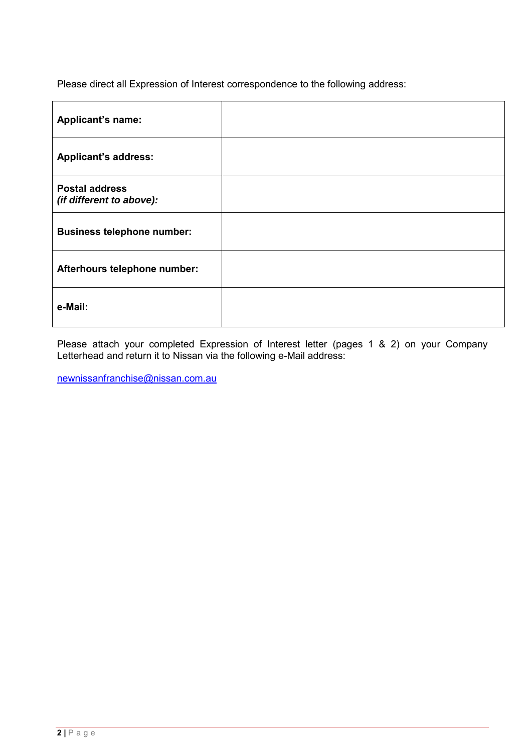Please direct all Expression of Interest correspondence to the following address:

| | |
|---|---|
| **Applicant's name:** | |
| **Applicant's address:** | |
| **Postal address** ***(if different to above):*** | |
| **Business telephone number:** | |
| **Afterhours telephone number:** | |
| **e-Mail:** | |

Please attach your completed Expression of Interest letter (pages 1 & 2) on your Company Letterhead and return it to Nissan via the following e-Mail address:

newnissanfranchise@nissan.com.au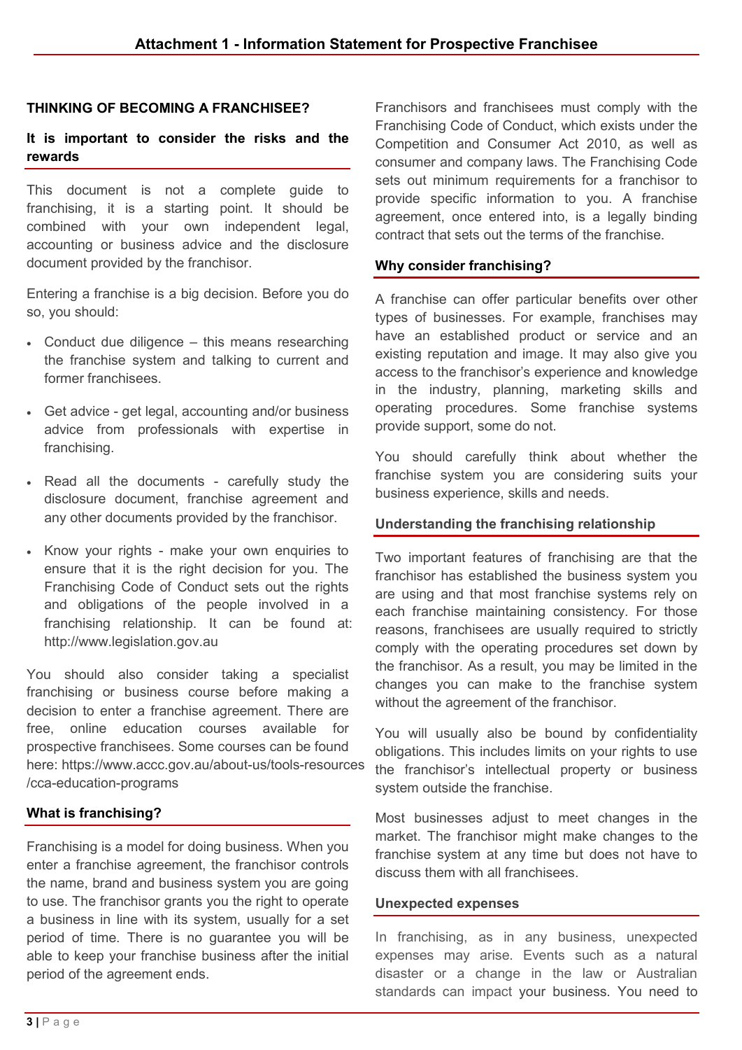# Attachment 1 - Information Statement for Prospective Franchisee

## THINKING OF BECOMING A FRANCHISEE?

### It is important to consider the risks and the rewards

This document is not a complete guide to franchising, it is a starting point. It should be combined with your own independent legal, accounting or business advice and the disclosure document provided by the franchisor.

Entering a franchise is a big decision. Before you do so, you should:

- Conduct due diligence – this means researching the franchise system and talking to current and former franchisees.
- Get advice - get legal, accounting and/or business advice from professionals with expertise in franchising.
- Read all the documents - carefully study the disclosure document, franchise agreement and any other documents provided by the franchisor.
- Know your rights - make your own enquiries to ensure that it is the right decision for you. The Franchising Code of Conduct sets out the rights and obligations of the people involved in a franchising relationship. It can be found at: http://www.legislation.gov.au

You should also consider taking a specialist franchising or business course before making a decision to enter a franchise agreement. There are free, online education courses available for prospective franchisees. Some courses can be found here: https://www.accc.gov.au/about-us/tools-resources/cca-education-programs

### What is franchising?

Franchising is a model for doing business. When you enter a franchise agreement, the franchisor controls the name, brand and business system you are going to use. The franchisor grants you the right to operate a business in line with its system, usually for a set period of time. There is no guarantee you will be able to keep your franchise business after the initial period of the agreement ends.

Franchisors and franchisees must comply with the Franchising Code of Conduct, which exists under the Competition and Consumer Act 2010, as well as consumer and company laws. The Franchising Code sets out minimum requirements for a franchisor to provide specific information to you. A franchise agreement, once entered into, is a legally binding contract that sets out the terms of the franchise.

### Why consider franchising?

A franchise can offer particular benefits over other types of businesses. For example, franchises may have an established product or service and an existing reputation and image. It may also give you access to the franchisor's experience and knowledge in the industry, planning, marketing skills and operating procedures. Some franchise systems provide support, some do not.

You should carefully think about whether the franchise system you are considering suits your business experience, skills and needs.

### Understanding the franchising relationship

Two important features of franchising are that the franchisor has established the business system you are using and that most franchise systems rely on each franchise maintaining consistency. For those reasons, franchisees are usually required to strictly comply with the operating procedures set down by the franchisor. As a result, you may be limited in the changes you can make to the franchise system without the agreement of the franchisor.

You will usually also be bound by confidentiality obligations. This includes limits on your rights to use the franchisor's intellectual property or business system outside the franchise.

Most businesses adjust to meet changes in the market. The franchisor might make changes to the franchise system at any time but does not have to discuss them with all franchisees.

### Unexpected expenses

In franchising, as in any business, unexpected expenses may arise. Events such as a natural disaster or a change in the law or Australian standards can impact your business. You need to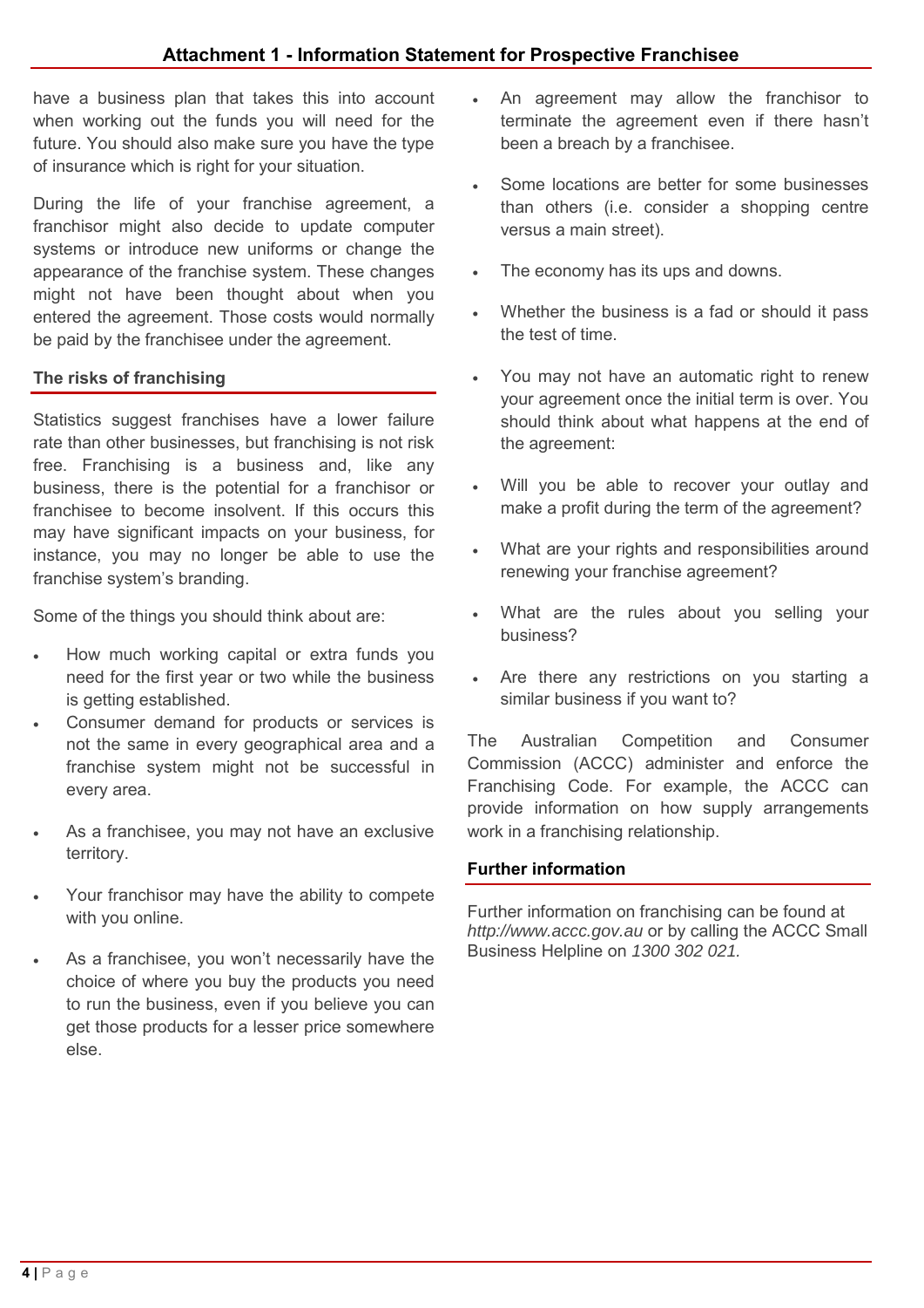have a business plan that takes this into account when working out the funds you will need for the future. You should also make sure you have the type of insurance which is right for your situation.

During the life of your franchise agreement, a franchisor might also decide to update computer systems or introduce new uniforms or change the appearance of the franchise system. These changes might not have been thought about when you entered the agreement. Those costs would normally be paid by the franchisee under the agreement.

### The risks of franchising

Statistics suggest franchises have a lower failure rate than other businesses, but franchising is not risk free. Franchising is a business and, like any business, there is the potential for a franchisor or franchisee to become insolvent. If this occurs this may have significant impacts on your business, for instance, you may no longer be able to use the franchise system's branding.

Some of the things you should think about are:

- How much working capital or extra funds you need for the first year or two while the business is getting established.
- Consumer demand for products or services is not the same in every geographical area and a franchise system might not be successful in every area.
- As a franchisee, you may not have an exclusive territory.
- Your franchisor may have the ability to compete with you online.
- As a franchisee, you won't necessarily have the choice of where you buy the products you need to run the business, even if you believe you can get those products for a lesser price somewhere else.
- An agreement may allow the franchisor to terminate the agreement even if there hasn't been a breach by a franchisee.
- Some locations are better for some businesses than others (i.e. consider a shopping centre versus a main street).
- The economy has its ups and downs.
- Whether the business is a fad or should it pass the test of time.
- You may not have an automatic right to renew your agreement once the initial term is over. You should think about what happens at the end of the agreement:
- Will you be able to recover your outlay and make a profit during the term of the agreement?
- What are your rights and responsibilities around renewing your franchise agreement?
- What are the rules about you selling your business?
- Are there any restrictions on you starting a similar business if you want to?

The Australian Competition and Consumer Commission (ACCC) administer and enforce the Franchising Code. For example, the ACCC can provide information on how supply arrangements work in a franchising relationship.

### Further information

Further information on franchising can be found at *http://www.accc.gov.au* or by calling the ACCC Small Business Helpline on *1300 302 021.*